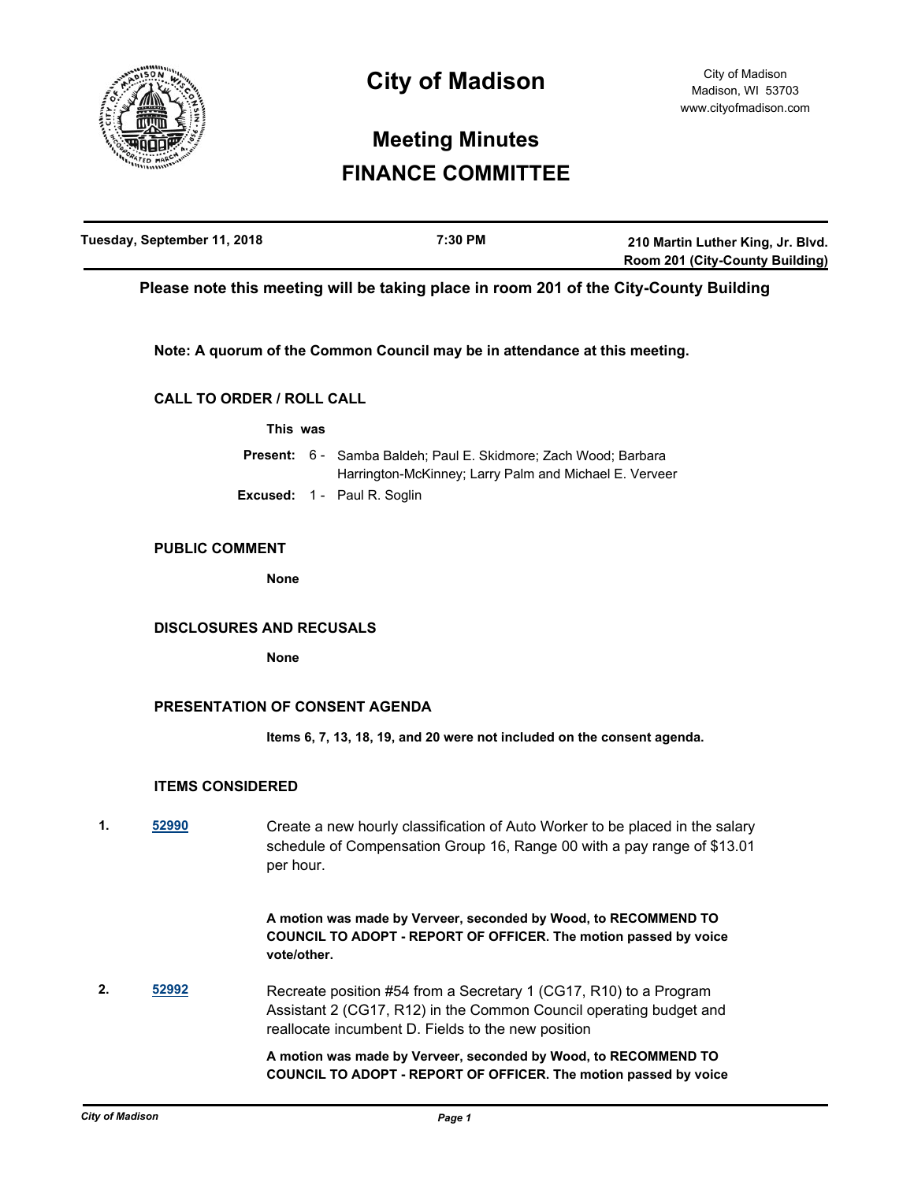# City of Madison

City of Madison
Madison, WI 53703
www.cityofmadison.com

## Meeting Minutes
## FINANCE COMMITTEE

| Tuesday, September 11, 2018 | 7:30 PM | 210 Martin Luther King, Jr. Blvd. Room 201 (City-County Building) |
|---|---|---|

**Please note this meeting will be taking place in room 201 of the City-County Building**

**Note: A quorum of the Common Council may be in attendance at this meeting.**

### CALL TO ORDER / ROLL CALL

**This was**

**Present:** 6 - Samba Baldeh; Paul E. Skidmore; Zach Wood; Barbara Harrington-McKinney; Larry Palm and Michael E. Verveer

**Excused:** 1 - Paul R. Soglin

### PUBLIC COMMENT

**None**

### DISCLOSURES AND RECUSALS

**None**

### PRESENTATION OF CONSENT AGENDA

**Items 6, 7, 13, 18, 19, and 20 were not included on the consent agenda.**

### ITEMS CONSIDERED

**1.** [52990](52990) Create a new hourly classification of Auto Worker to be placed in the salary schedule of Compensation Group 16, Range 00 with a pay range of $13.01 per hour.

**A motion was made by Verveer, seconded by Wood, to RECOMMEND TO COUNCIL TO ADOPT - REPORT OF OFFICER. The motion passed by voice vote/other.**

**2.** [52992](52992) Recreate position #54 from a Secretary 1 (CG17, R10) to a Program Assistant 2 (CG17, R12) in the Common Council operating budget and reallocate incumbent D. Fields to the new position

**A motion was made by Verveer, seconded by Wood, to RECOMMEND TO COUNCIL TO ADOPT - REPORT OF OFFICER. The motion passed by voice**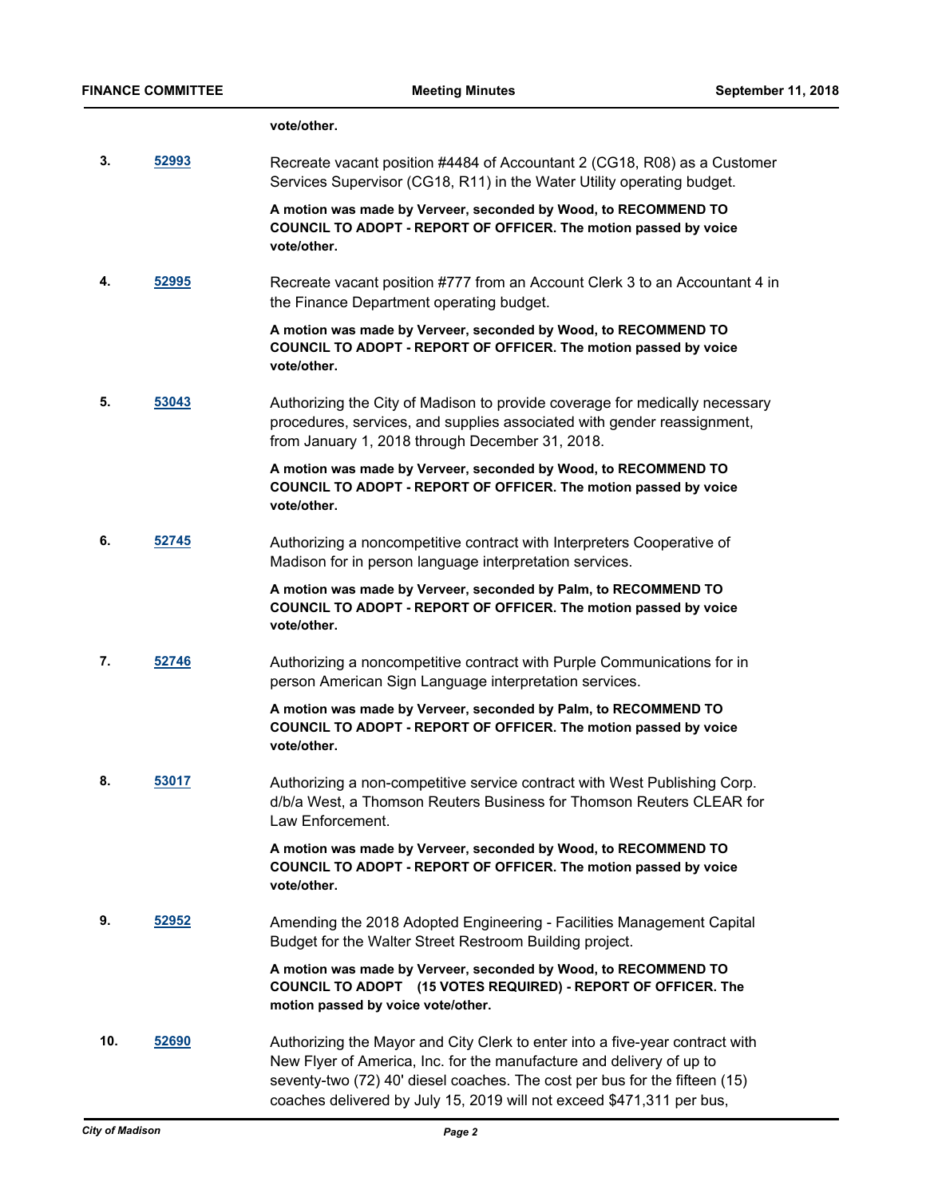**vote/other.**

3. **52993** Recreate vacant position #4484 of Accountant 2 (CG18, R08) as a Customer Services Supervisor (CG18, R11) in the Water Utility operating budget.

   **A motion was made by Verveer, seconded by Wood, to RECOMMEND TO COUNCIL TO ADOPT - REPORT OF OFFICER. The motion passed by voice vote/other.**

4. **52995** Recreate vacant position #777 from an Account Clerk 3 to an Accountant 4 in the Finance Department operating budget.

   **A motion was made by Verveer, seconded by Wood, to RECOMMEND TO COUNCIL TO ADOPT - REPORT OF OFFICER. The motion passed by voice vote/other.**

5. **53043** Authorizing the City of Madison to provide coverage for medically necessary procedures, services, and supplies associated with gender reassignment, from January 1, 2018 through December 31, 2018.

   **A motion was made by Verveer, seconded by Wood, to RECOMMEND TO COUNCIL TO ADOPT - REPORT OF OFFICER. The motion passed by voice vote/other.**

6. **52745** Authorizing a noncompetitive contract with Interpreters Cooperative of Madison for in person language interpretation services.

   **A motion was made by Verveer, seconded by Palm, to RECOMMEND TO COUNCIL TO ADOPT - REPORT OF OFFICER. The motion passed by voice vote/other.**

7. **52746** Authorizing a noncompetitive contract with Purple Communications for in person American Sign Language interpretation services.

   **A motion was made by Verveer, seconded by Palm, to RECOMMEND TO COUNCIL TO ADOPT - REPORT OF OFFICER. The motion passed by voice vote/other.**

8. **53017** Authorizing a non-competitive service contract with West Publishing Corp. d/b/a West, a Thomson Reuters Business for Thomson Reuters CLEAR for Law Enforcement.

   **A motion was made by Verveer, seconded by Wood, to RECOMMEND TO COUNCIL TO ADOPT - REPORT OF OFFICER. The motion passed by voice vote/other.**

9. **52952** Amending the 2018 Adopted Engineering - Facilities Management Capital Budget for the Walter Street Restroom Building project.

   **A motion was made by Verveer, seconded by Wood, to RECOMMEND TO COUNCIL TO ADOPT (15 VOTES REQUIRED) - REPORT OF OFFICER. The motion passed by voice vote/other.**

10. **52690** Authorizing the Mayor and City Clerk to enter into a five-year contract with New Flyer of America, Inc. for the manufacture and delivery of up to seventy-two (72) 40' diesel coaches. The cost per bus for the fifteen (15) coaches delivered by July 15, 2019 will not exceed $471,311 per bus,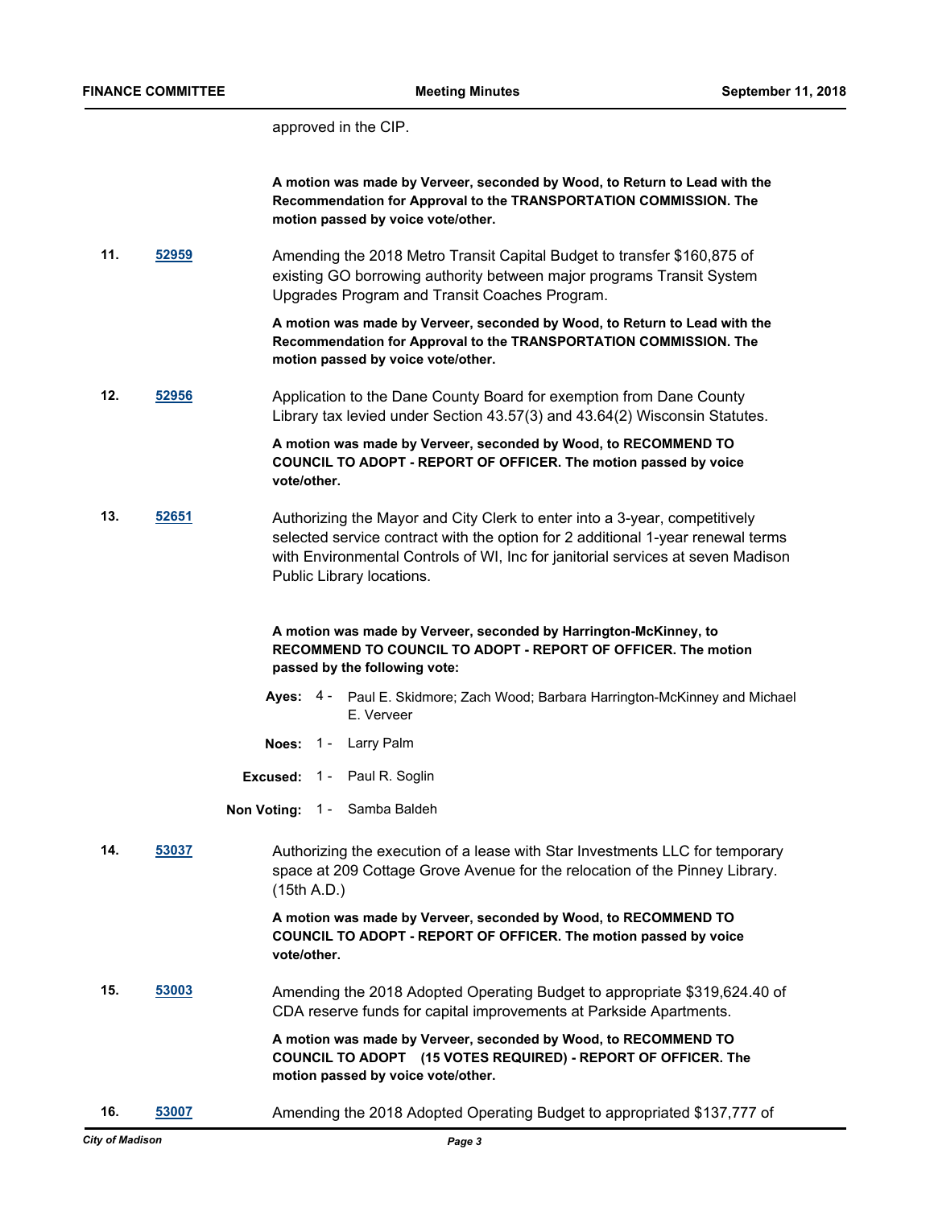approved in the CIP.

**A motion was made by Verveer, seconded by Wood, to Return to Lead with the Recommendation for Approval to the TRANSPORTATION COMMISSION. The motion passed by voice vote/other.**

**11.** [52959]

Amending the 2018 Metro Transit Capital Budget to transfer $160,875 of existing GO borrowing authority between major programs Transit System Upgrades Program and Transit Coaches Program.

**A motion was made by Verveer, seconded by Wood, to Return to Lead with the Recommendation for Approval to the TRANSPORTATION COMMISSION. The motion passed by voice vote/other.**

**12.** [52956]

Application to the Dane County Board for exemption from Dane County Library tax levied under Section 43.57(3) and 43.64(2) Wisconsin Statutes.

**A motion was made by Verveer, seconded by Wood, to RECOMMEND TO COUNCIL TO ADOPT - REPORT OF OFFICER. The motion passed by voice vote/other.**

**13.** [52651]

Authorizing the Mayor and City Clerk to enter into a 3-year, competitively selected service contract with the option for 2 additional 1-year renewal terms with Environmental Controls of WI, Inc for janitorial services at seven Madison Public Library locations.

**A motion was made by Verveer, seconded by Harrington-McKinney, to RECOMMEND TO COUNCIL TO ADOPT - REPORT OF OFFICER. The motion passed by the following vote:**

**Ayes:** 4 - Paul E. Skidmore; Zach Wood; Barbara Harrington-McKinney and Michael E. Verveer

**Noes:** 1 - Larry Palm

**Excused:** 1 - Paul R. Soglin

**Non Voting:** 1 - Samba Baldeh

**14.** [53037]

Authorizing the execution of a lease with Star Investments LLC for temporary space at 209 Cottage Grove Avenue for the relocation of the Pinney Library. (15th A.D.)

**A motion was made by Verveer, seconded by Wood, to RECOMMEND TO COUNCIL TO ADOPT - REPORT OF OFFICER. The motion passed by voice vote/other.**

**15.** [53003]

Amending the 2018 Adopted Operating Budget to appropriate $319,624.40 of CDA reserve funds for capital improvements at Parkside Apartments.

**A motion was made by Verveer, seconded by Wood, to RECOMMEND TO COUNCIL TO ADOPT (15 VOTES REQUIRED) - REPORT OF OFFICER. The motion passed by voice vote/other.**

**16.** [53007]

Amending the 2018 Adopted Operating Budget to appropriated $137,777 of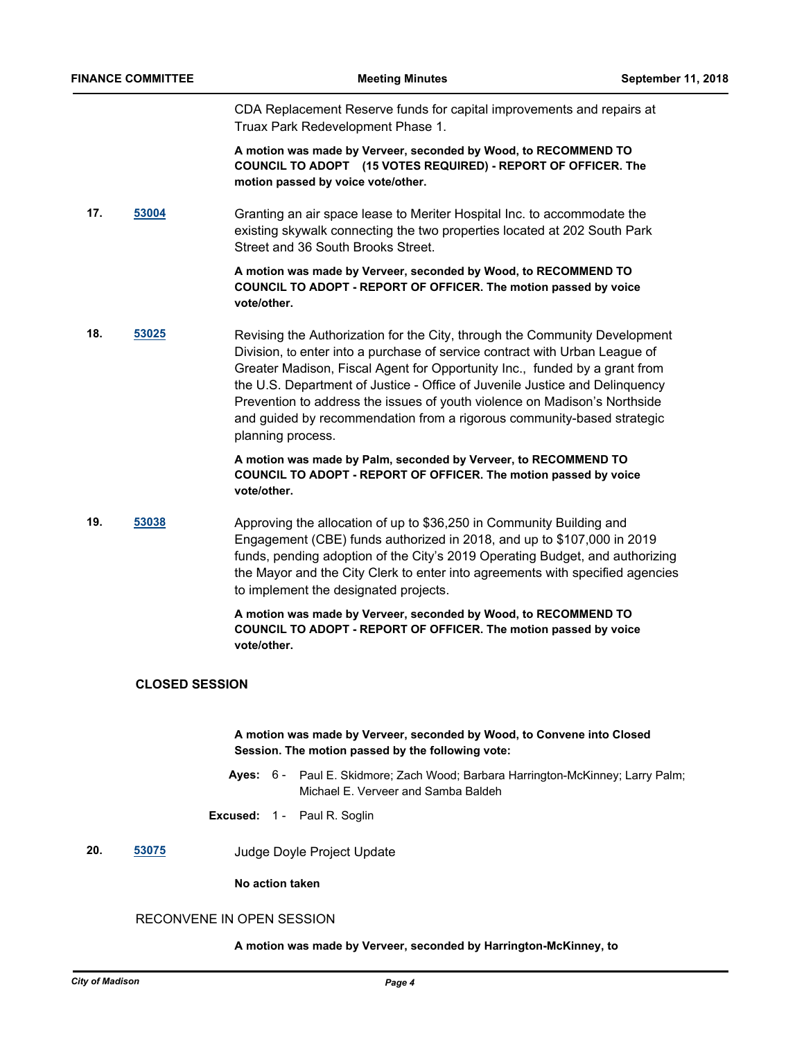CDA Replacement Reserve funds for capital improvements and repairs at Truax Park Redevelopment Phase 1.

**A motion was made by Verveer, seconded by Wood, to RECOMMEND TO COUNCIL TO ADOPT (15 VOTES REQUIRED) - REPORT OF OFFICER. The motion passed by voice vote/other.**

**17.** [53004]

Granting an air space lease to Meriter Hospital Inc. to accommodate the existing skywalk connecting the two properties located at 202 South Park Street and 36 South Brooks Street.

**A motion was made by Verveer, seconded by Wood, to RECOMMEND TO COUNCIL TO ADOPT - REPORT OF OFFICER. The motion passed by voice vote/other.**

**18.** [53025]

Revising the Authorization for the City, through the Community Development Division, to enter into a purchase of service contract with Urban League of Greater Madison, Fiscal Agent for Opportunity Inc., funded by a grant from the U.S. Department of Justice - Office of Juvenile Justice and Delinquency Prevention to address the issues of youth violence on Madison's Northside and guided by recommendation from a rigorous community-based strategic planning process.

**A motion was made by Palm, seconded by Verveer, to RECOMMEND TO COUNCIL TO ADOPT - REPORT OF OFFICER. The motion passed by voice vote/other.**

**19.** [53038]

Approving the allocation of up to $36,250 in Community Building and Engagement (CBE) funds authorized in 2018, and up to $107,000 in 2019 funds, pending adoption of the City's 2019 Operating Budget, and authorizing the Mayor and the City Clerk to enter into agreements with specified agencies to implement the designated projects.

**A motion was made by Verveer, seconded by Wood, to RECOMMEND TO COUNCIL TO ADOPT - REPORT OF OFFICER. The motion passed by voice vote/other.**

## CLOSED SESSION

**A motion was made by Verveer, seconded by Wood, to Convene into Closed Session. The motion passed by the following vote:**

**Ayes:** 6 - Paul E. Skidmore; Zach Wood; Barbara Harrington-McKinney; Larry Palm; Michael E. Verveer and Samba Baldeh

**Excused:** 1 - Paul R. Soglin

**20.** [53075]

Judge Doyle Project Update

**No action taken**

RECONVENE IN OPEN SESSION

**A motion was made by Verveer, seconded by Harrington-McKinney, to**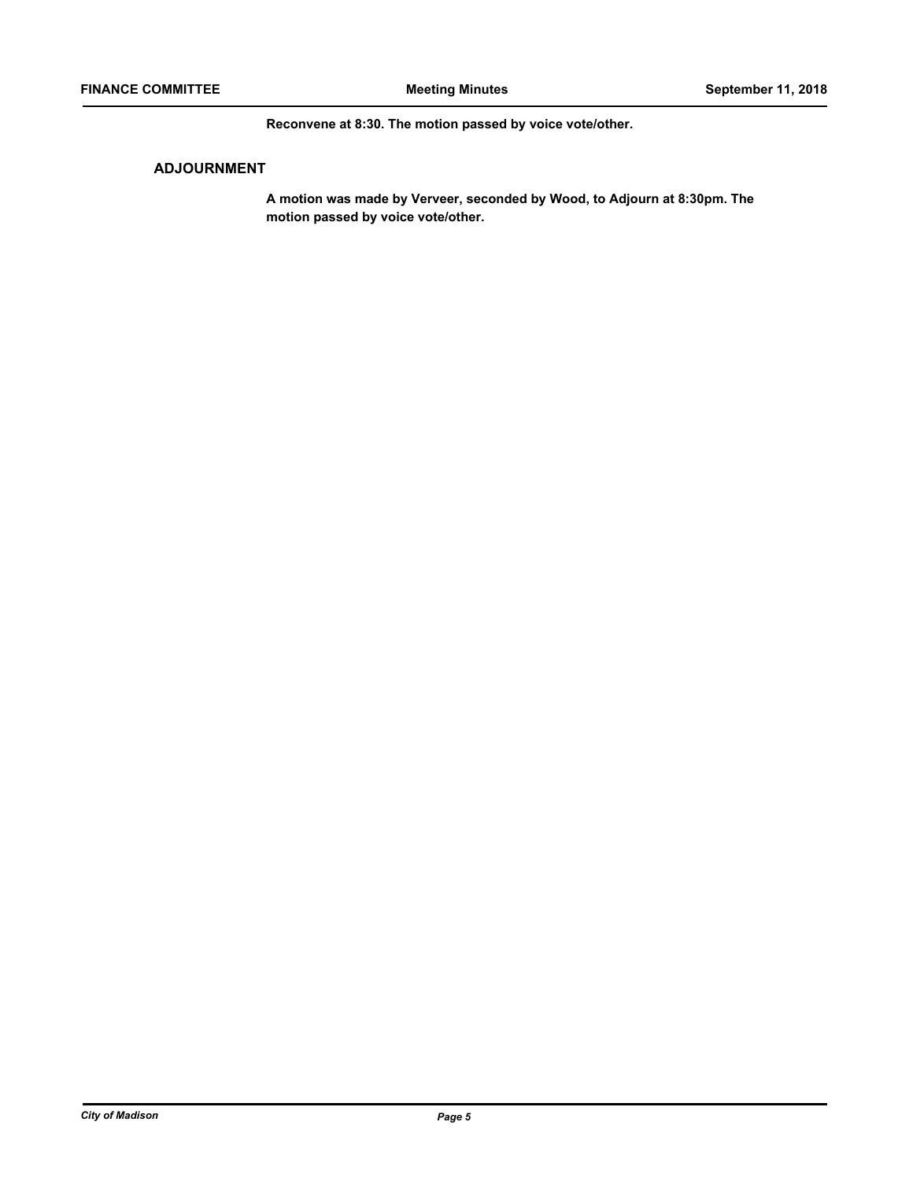**Reconvene at 8:30. The motion passed by voice vote/other.**

## ADJOURNMENT

**A motion was made by Verveer, seconded by Wood, to Adjourn at 8:30pm. The motion passed by voice vote/other.**